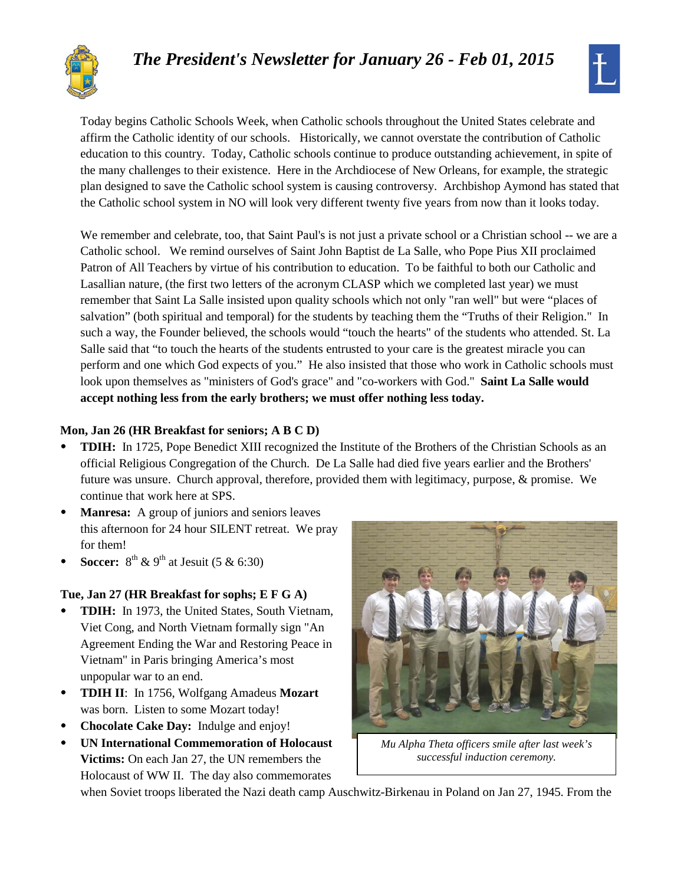# *The President's Newsletter for January 26 - Feb 01, 2015*

Today begins Catholic Schools Week, when Catholic schools throughout the United States celebrate and affirm the Catholic identity of our schools. Historically, we cannot overstate the contribution of Catholic education to this country. Today, Catholic schools continue to produce outstanding achievement, in spite of the many challenges to their existence. Here in the Archdiocese of New Orleans, for example, the strategic plan designed to save the Catholic school system is causing controversy. Archbishop Aymond has stated that the Catholic school system in NO will look very different twenty five years from now than it looks today.

We remember and celebrate, too, that Saint Paul's is not just a private school or a Christian school -- we are a Catholic school. We remind ourselves of Saint John Baptist de La Salle, who Pope Pius XII proclaimed Patron of All Teachers by virtue of his contribution to education. To be faithful to both our Catholic and Lasallian nature, (the first two letters of the acronym CLASP which we completed last year) we must remember that Saint La Salle insisted upon quality schools which not only "ran well" but were "places of salvation" (both spiritual and temporal) for the students by teaching them the "Truths of their Religion." In such a way, the Founder believed, the schools would "touch the hearts" of the students who attended. St. La Salle said that "to touch the hearts of the students entrusted to your care is the greatest miracle you can perform and one which God expects of you." He also insisted that those who work in Catholic schools must look upon themselves as "ministers of God's grace" and "co-workers with God." **Saint La Salle would accept nothing less from the early brothers; we must offer nothing less today.**

**Mon, Jan 26 (HR Breakfast for seniors; A B C D)**

- **TDIH:** In 1725, Pope Benedict XIII recognized the Institute of the Brothers of the Christian Schools as an official Religious Congregation of the Church. De La Salle had died five years earlier and the Brothers' future was unsure. Church approval, therefore, provided them with legitimacy, purpose, & promise. We continue that work here at SPS.
- **Manresa:** A group of juniors and seniors leaves this afternoon for 24 hour SILENT retreat. We pray for them!
- **Soccer:** 8th & 9th at Jesuit (5 & 6:30)

**Tue, Jan 27 (HR Breakfast for sophs; E F G A)**

- **TDIH:** In 1973, the United States, South Vietnam, Viet Cong, and North Vietnam formally sign "An Agreement Ending the War and Restoring Peace in Vietnam" in Paris bringing America's most unpopular war to an end.
- **TDIH II**: In 1756, Wolfgang Amadeus **Mozart** was born. Listen to some Mozart today!
- **Chocolate Cake Day:** Indulge and enjoy!
- **UN International Commemoration of Holocaust Victims:** On each Jan 27, the UN remembers the Holocaust of WW II. The day also commemorates when Soviet troops liberated the Nazi death camp Auschwitz-Birkenau in Poland on Jan 27, 1945. From the

*Mu Alpha Theta officers smile after last week's successful induction ceremony.*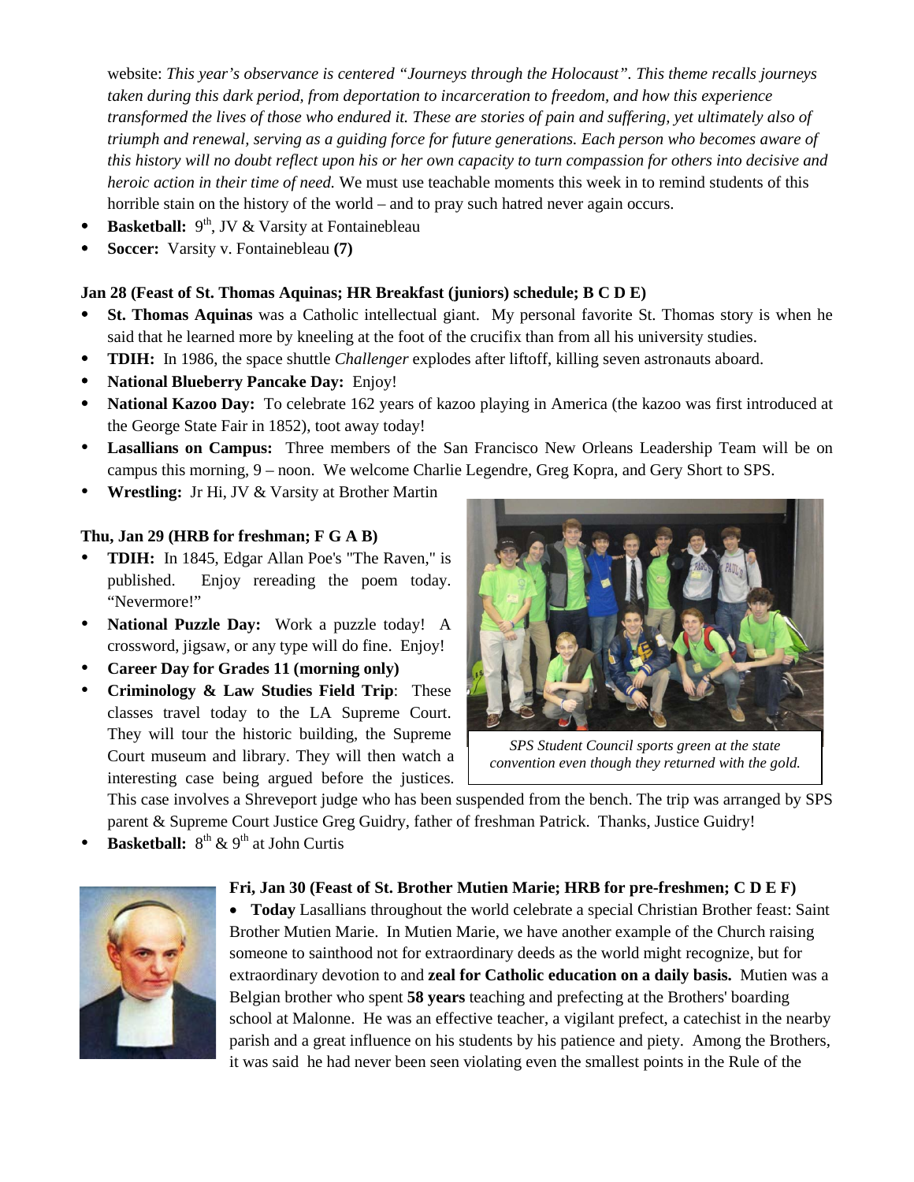website: *This year's observance is centered "Journeys through the Holocaust". This theme recalls journeys taken during this dark period, from deportation to incarceration to freedom, and how this experience transformed the lives of those who endured it. These are stories of pain and suffering, yet ultimately also of triumph and renewal, serving as a guiding force for future generations. Each person who becomes aware of this history will no doubt reflect upon his or her own capacity to turn compassion for others into decisive and heroic action in their time of need.* We must use teachable moments this week in to remind students of this horrible stain on the history of the world – and to pray such hatred never again occurs.

- **Basketball:** 9th, JV & Varsity at Fontainebleau
- **Soccer:** Varsity v. Fontainebleau **(7)**

**Jan 28 (Feast of St. Thomas Aquinas; HR Breakfast (juniors) schedule; B C D E)**

- **St. Thomas Aquinas** was a Catholic intellectual giant. My personal favorite St. Thomas story is when he said that he learned more by kneeling at the foot of the crucifix than from all his university studies.
- **TDIH:** In 1986, the space shuttle *Challenger* explodes after liftoff, killing seven astronauts aboard.
- **National Blueberry Pancake Day:** Enjoy!
- **National Kazoo Day:** To celebrate 162 years of kazoo playing in America (the kazoo was first introduced at the George State Fair in 1852), toot away today!
- **Lasallians on Campus:** Three members of the San Francisco New Orleans Leadership Team will be on campus this morning, 9 – noon. We welcome Charlie Legendre, Greg Kopra, and Gery Short to SPS.
- **Wrestling:** Jr Hi, JV & Varsity at Brother Martin

**Thu, Jan 29 (HRB for freshman; F G A B)**

- **TDIH:** In 1845, Edgar Allan Poe's "The Raven," is published. Enjoy rereading the poem today. "Nevermore!"
- **National Puzzle Day:** Work a puzzle today! A crossword, jigsaw, or any type will do fine. Enjoy!
- **Career Day for Grades 11 (morning only)**
- **Criminology & Law Studies Field Trip**: These classes travel today to the LA Supreme Court. They will tour the historic building, the Supreme Court museum and library. They will then watch a interesting case being argued before the justices. This case involves a Shreveport judge who has been suspended from the bench. The trip was arranged by SPS parent & Supreme Court Justice Greg Guidry, father of freshman Patrick. Thanks, Justice Guidry!
- **Basketball:** 8th & 9th at John Curtis

*SPS Student Council sports green at the state convention even though they returned with the gold.*

**Fri, Jan 30 (Feast of St. Brother Mutien Marie; HRB for pre-freshmen; C D E F)**

- **Today** Lasallians throughout the world celebrate a special Christian Brother feast: Saint Brother Mutien Marie. In Mutien Marie, we have another example of the Church raising someone to sainthood not for extraordinary deeds as the world might recognize, but for extraordinary devotion to and **zeal for Catholic education on a daily basis.** Mutien was a Belgian brother who spent **58 years** teaching and prefecting at the Brothers' boarding school at Malonne. He was an effective teacher, a vigilant prefect, a catechist in the nearby parish and a great influence on his students by his patience and piety. Among the Brothers, it was said he had never been seen violating even the smallest points in the Rule of the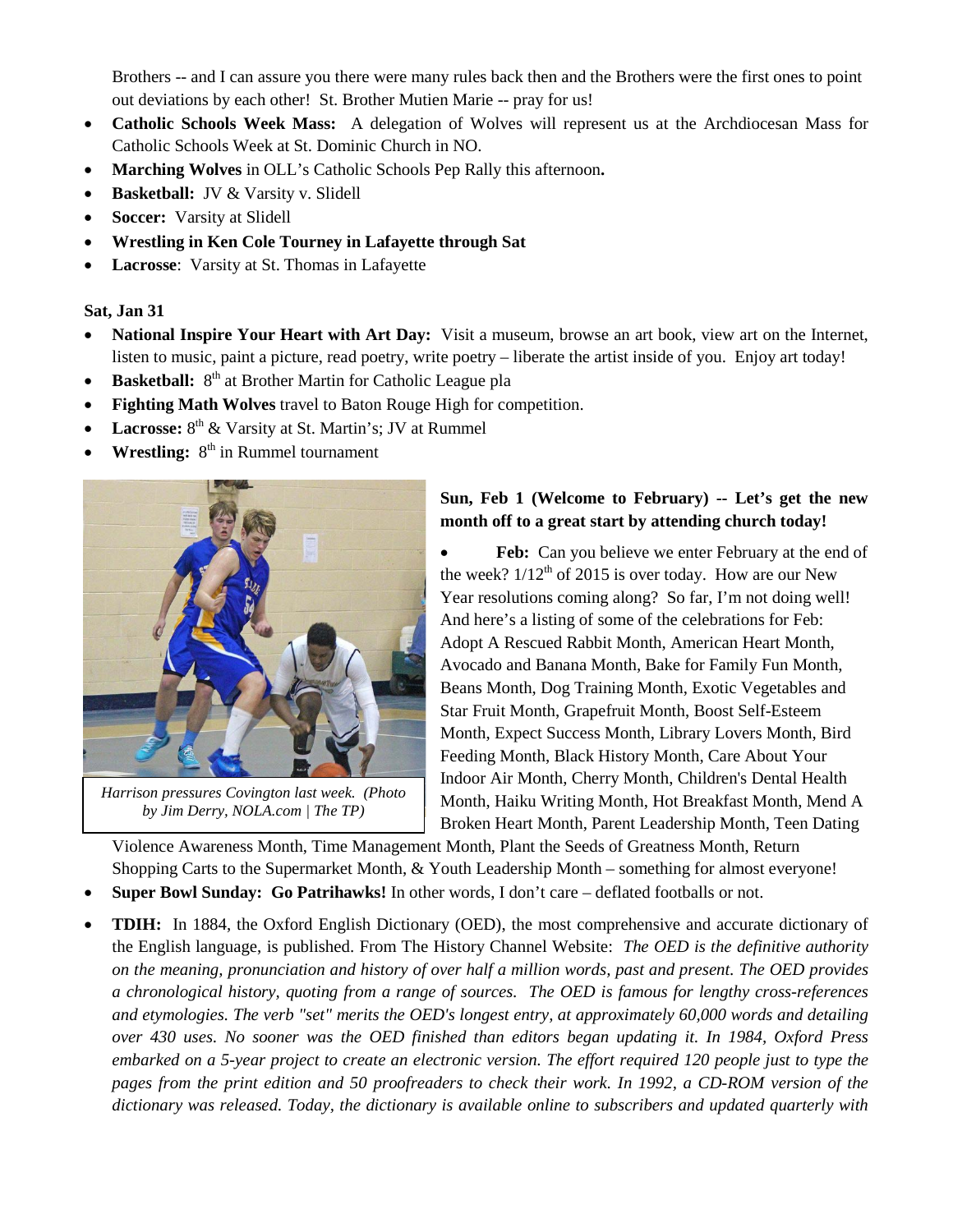Brothers -- and I can assure you there were many rules back then and the Brothers were the first ones to point out deviations by each other! St. Brother Mutien Marie -- pray for us!

- **Catholic Schools Week Mass:** A delegation of Wolves will represent us at the Archdiocesan Mass for Catholic Schools Week at St. Dominic Church in NO.
- **Marching Wolves** in OLL's Catholic Schools Pep Rally this afternoon**.**
- **Basketball:** JV & Varsity v. Slidell
- **Soccer:** Varsity at Slidell
- **Wrestling in Ken Cole Tourney in Lafayette through Sat**
- **Lacrosse**: Varsity at St. Thomas in Lafayette

**Sat, Jan 31**

- **National Inspire Your Heart with Art Day:** Visit a museum, browse an art book, view art on the Internet, listen to music, paint a picture, read poetry, write poetry – liberate the artist inside of you. Enjoy art today!
- **Basketball:** 8th at Brother Martin for Catholic League pla
- **Fighting Math Wolves** travel to Baton Rouge High for competition.
- **Lacrosse:** 8th & Varsity at St. Martin's; JV at Rummel
- **Wrestling:** 8th in Rummel tournament

*Harrison pressures Covington last week. (Photo by Jim Derry, NOLA.com | The TP)*

**Sun, Feb 1 (Welcome to February) -- Let's get the new month off to a great start by attending church today!**

- **Feb:** Can you believe we enter February at the end of the week? 1/12th of 2015 is over today. How are our New Year resolutions coming along? So far, I'm not doing well! And here's a listing of some of the celebrations for Feb: Adopt A Rescued Rabbit Month, American Heart Month, Avocado and Banana Month, Bake for Family Fun Month, Beans Month, Dog Training Month, Exotic Vegetables and Star Fruit Month, Grapefruit Month, Boost Self-Esteem Month, Expect Success Month, Library Lovers Month, Bird Feeding Month, Black History Month, Care About Your Indoor Air Month, Cherry Month, Children's Dental Health Month, Haiku Writing Month, Hot Breakfast Month, Mend A Broken Heart Month, Parent Leadership Month, Teen Dating Violence Awareness Month, Time Management Month, Plant the Seeds of Greatness Month, Return Shopping Carts to the Supermarket Month, & Youth Leadership Month – something for almost everyone!
- **Super Bowl Sunday: Go Patrihawks!** In other words, I don't care – deflated footballs or not.
- **TDIH:** In 1884, the Oxford English Dictionary (OED), the most comprehensive and accurate dictionary of the English language, is published. From The History Channel Website: *The OED is the definitive authority on the meaning, pronunciation and history of over half a million words, past and present. The OED provides a chronological history, quoting from a range of sources. The OED is famous for lengthy cross-references and etymologies. The verb "set" merits the OED's longest entry, at approximately 60,000 words and detailing over 430 uses. No sooner was the OED finished than editors began updating it. In 1984, Oxford Press embarked on a 5-year project to create an electronic version. The effort required 120 people just to type the pages from the print edition and 50 proofreaders to check their work. In 1992, a CD-ROM version of the dictionary was released. Today, the dictionary is available online to subscribers and updated quarterly with*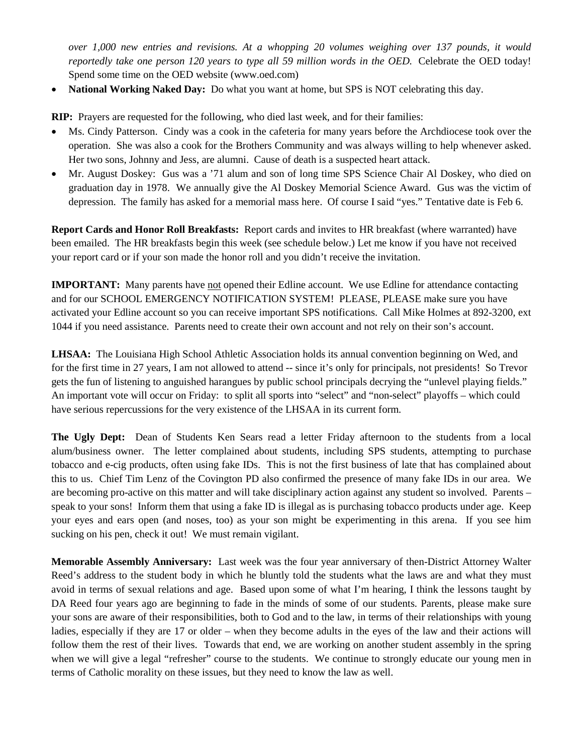*over 1,000 new entries and revisions. At a whopping 20 volumes weighing over 137 pounds, it would reportedly take one person 120 years to type all 59 million words in the OED.* Celebrate the OED today! Spend some time on the OED website (www.oed.com)

- **National Working Naked Day:** Do what you want at home, but SPS is NOT celebrating this day.

**RIP:** Prayers are requested for the following, who died last week, and for their families:

- Ms. Cindy Patterson. Cindy was a cook in the cafeteria for many years before the Archdiocese took over the operation. She was also a cook for the Brothers Community and was always willing to help whenever asked. Her two sons, Johnny and Jess, are alumni. Cause of death is a suspected heart attack.
- Mr. August Doskey: Gus was a '71 alum and son of long time SPS Science Chair Al Doskey, who died on graduation day in 1978. We annually give the Al Doskey Memorial Science Award. Gus was the victim of depression. The family has asked for a memorial mass here. Of course I said "yes." Tentative date is Feb 6.

**Report Cards and Honor Roll Breakfasts:** Report cards and invites to HR breakfast (where warranted) have been emailed. The HR breakfasts begin this week (see schedule below.) Let me know if you have not received your report card or if your son made the honor roll and you didn't receive the invitation.

**IMPORTANT:** Many parents have not opened their Edline account. We use Edline for attendance contacting and for our SCHOOL EMERGENCY NOTIFICATION SYSTEM! PLEASE, PLEASE make sure you have activated your Edline account so you can receive important SPS notifications. Call Mike Holmes at 892-3200, ext 1044 if you need assistance. Parents need to create their own account and not rely on their son's account.

**LHSAA:** The Louisiana High School Athletic Association holds its annual convention beginning on Wed, and for the first time in 27 years, I am not allowed to attend -- since it's only for principals, not presidents! So Trevor gets the fun of listening to anguished harangues by public school principals decrying the "unlevel playing fields." An important vote will occur on Friday: to split all sports into "select" and "non-select" playoffs – which could have serious repercussions for the very existence of the LHSAA in its current form.

**The Ugly Dept:** Dean of Students Ken Sears read a letter Friday afternoon to the students from a local alum/business owner. The letter complained about students, including SPS students, attempting to purchase tobacco and e-cig products, often using fake IDs. This is not the first business of late that has complained about this to us. Chief Tim Lenz of the Covington PD also confirmed the presence of many fake IDs in our area. We are becoming pro-active on this matter and will take disciplinary action against any student so involved. Parents – speak to your sons! Inform them that using a fake ID is illegal as is purchasing tobacco products under age. Keep your eyes and ears open (and noses, too) as your son might be experimenting in this arena. If you see him sucking on his pen, check it out! We must remain vigilant.

**Memorable Assembly Anniversary:** Last week was the four year anniversary of then-District Attorney Walter Reed's address to the student body in which he bluntly told the students what the laws are and what they must avoid in terms of sexual relations and age. Based upon some of what I'm hearing, I think the lessons taught by DA Reed four years ago are beginning to fade in the minds of some of our students. Parents, please make sure your sons are aware of their responsibilities, both to God and to the law, in terms of their relationships with young ladies, especially if they are 17 or older – when they become adults in the eyes of the law and their actions will follow them the rest of their lives. Towards that end, we are working on another student assembly in the spring when we will give a legal "refresher" course to the students. We continue to strongly educate our young men in terms of Catholic morality on these issues, but they need to know the law as well.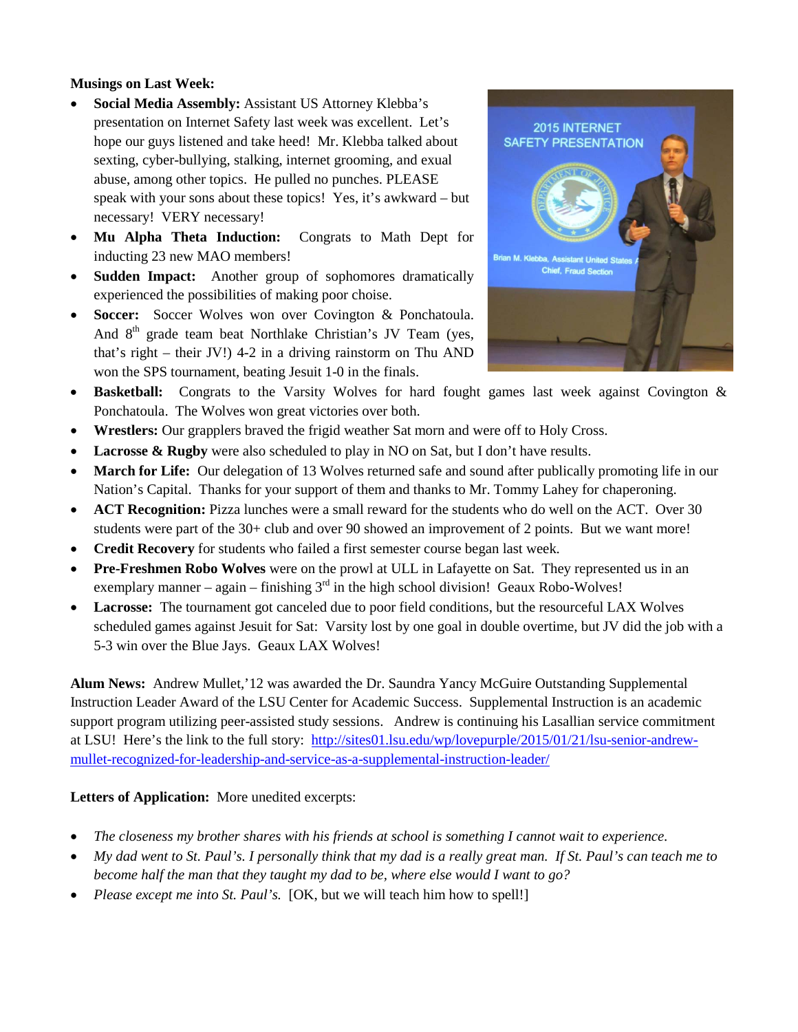**Musings on Last Week:**

- **Social Media Assembly:** Assistant US Attorney Klebba's presentation on Internet Safety last week was excellent. Let's hope our guys listened and take heed! Mr. Klebba talked about sexting, cyber-bullying, stalking, internet grooming, and exual abuse, among other topics. He pulled no punches. PLEASE speak with your sons about these topics! Yes, it's awkward – but necessary! VERY necessary!
- **Mu Alpha Theta Induction:** Congrats to Math Dept for inducting 23 new MAO members!
- **Sudden Impact:** Another group of sophomores dramatically experienced the possibilities of making poor choise.
- **Soccer:** Soccer Wolves won over Covington & Ponchatoula. And 8th grade team beat Northlake Christian's JV Team (yes, that's right – their JV!) 4-2 in a driving rainstorm on Thu AND won the SPS tournament, beating Jesuit 1-0 in the finals.
- **Basketball:** Congrats to the Varsity Wolves for hard fought games last week against Covington & Ponchatoula. The Wolves won great victories over both.
- **Wrestlers:** Our grapplers braved the frigid weather Sat morn and were off to Holy Cross.
- **Lacrosse & Rugby** were also scheduled to play in NO on Sat, but I don't have results.
- **March for Life:** Our delegation of 13 Wolves returned safe and sound after publically promoting life in our Nation's Capital. Thanks for your support of them and thanks to Mr. Tommy Lahey for chaperoning.
- **ACT Recognition:** Pizza lunches were a small reward for the students who do well on the ACT. Over 30 students were part of the 30+ club and over 90 showed an improvement of 2 points. But we want more!
- **Credit Recovery** for students who failed a first semester course began last week.
- **Pre-Freshmen Robo Wolves** were on the prowl at ULL in Lafayette on Sat. They represented us in an exemplary manner – again – finishing 3rd in the high school division! Geaux Robo-Wolves!
- **Lacrosse:** The tournament got canceled due to poor field conditions, but the resourceful LAX Wolves scheduled games against Jesuit for Sat: Varsity lost by one goal in double overtime, but JV did the job with a 5-3 win over the Blue Jays. Geaux LAX Wolves!

**Alum News:** Andrew Mullet,'12 was awarded the Dr. Saundra Yancy McGuire Outstanding Supplemental Instruction Leader Award of the LSU Center for Academic Success. Supplemental Instruction is an academic support program utilizing peer-assisted study sessions. Andrew is continuing his Lasallian service commitment at LSU! Here's the link to the full story: [http://sites01.lsu.edu/wp/lovepurple/2015/01/21/lsu-senior-andrew-mullet-recognized-for-leadership-and-service-as-a-supplemental-instruction-leader/](http://sites01.lsu.edu/wp/lovepurple/2015/01/21/lsu-senior-andrew-mullet-recognized-for-leadership-and-service-as-a-supplemental-instruction-leader/)

**Letters of Application:** More unedited excerpts:

- *The closeness my brother shares with his friends at school is something I cannot wait to experience.*
- *My dad went to St. Paul's. I personally think that my dad is a really great man. If St. Paul's can teach me to become half the man that they taught my dad to be, where else would I want to go?*
- *Please except me into St. Paul's.* [OK, but we will teach him how to spell!]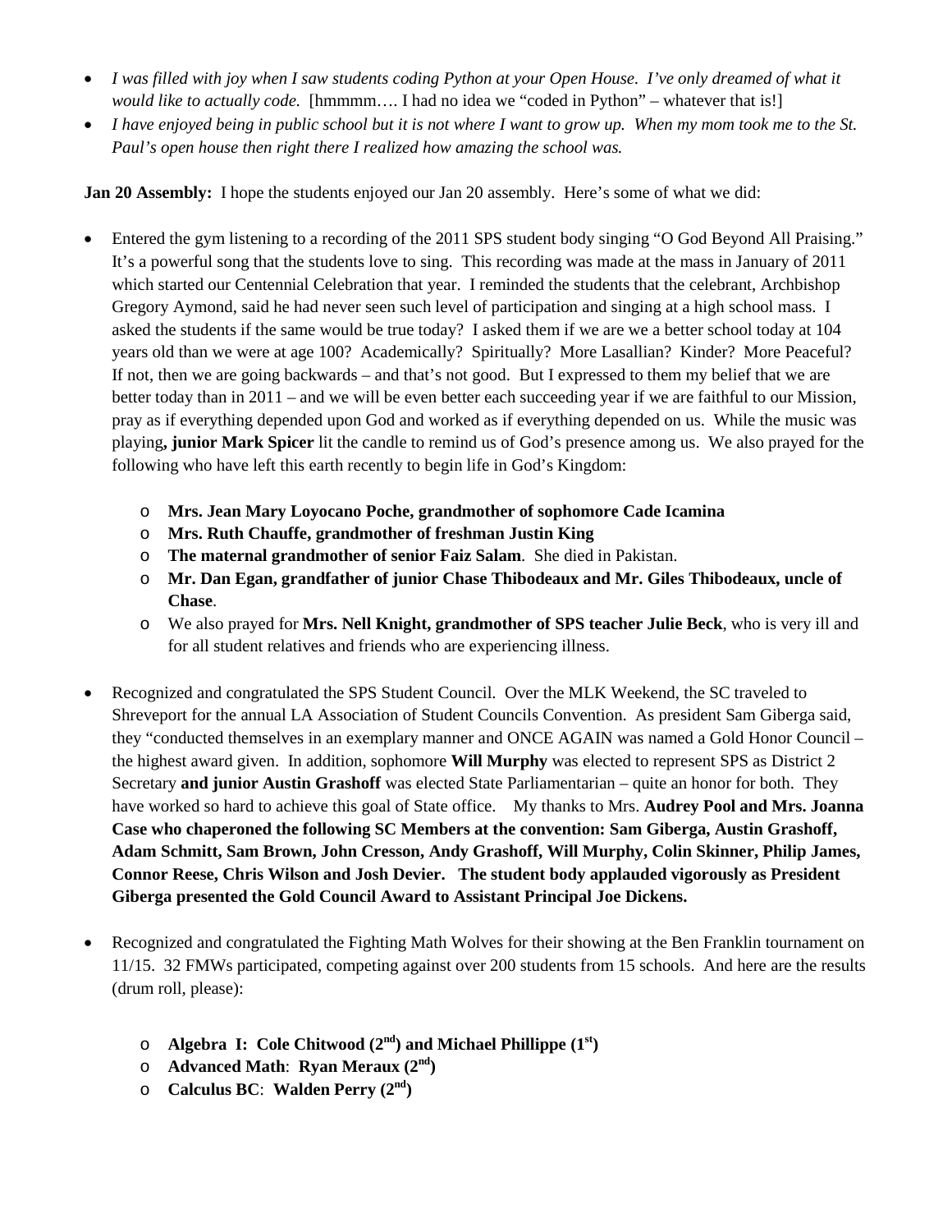- *I was filled with joy when I saw students coding Python at your Open House. I've only dreamed of what it would like to actually code.* [hmmmm…. I had no idea we "coded in Python" – whatever that is!]
- *I have enjoyed being in public school but it is not where I want to grow up. When my mom took me to the St. Paul's open house then right there I realized how amazing the school was.*

**Jan 20 Assembly:** I hope the students enjoyed our Jan 20 assembly. Here's some of what we did:

- Entered the gym listening to a recording of the 2011 SPS student body singing "O God Beyond All Praising." It's a powerful song that the students love to sing. This recording was made at the mass in January of 2011 which started our Centennial Celebration that year. I reminded the students that the celebrant, Archbishop Gregory Aymond, said he had never seen such level of participation and singing at a high school mass. I asked the students if the same would be true today? I asked them if we are we a better school today at 104 years old than we were at age 100? Academically? Spiritually? More Lasallian? Kinder? More Peaceful? If not, then we are going backwards – and that's not good. But I expressed to them my belief that we are better today than in 2011 – and we will be even better each succeeding year if we are faithful to our Mission, pray as if everything depended upon God and worked as if everything depended on us. While the music was playing**, junior Mark Spicer** lit the candle to remind us of God's presence among us. We also prayed for the following who have left this earth recently to begin life in God's Kingdom:
    - **Mrs. Jean Mary Loyocano Poche, grandmother of sophomore Cade Icamina**
    - **Mrs. Ruth Chauffe, grandmother of freshman Justin King**
    - **The maternal grandmother of senior Faiz Salam**. She died in Pakistan.
    - **Mr. Dan Egan, grandfather of junior Chase Thibodeaux and Mr. Giles Thibodeaux, uncle of Chase**.
    - We also prayed for **Mrs. Nell Knight, grandmother of SPS teacher Julie Beck**, who is very ill and for all student relatives and friends who are experiencing illness.

- Recognized and congratulated the SPS Student Council. Over the MLK Weekend, the SC traveled to Shreveport for the annual LA Association of Student Councils Convention. As president Sam Giberga said, they "conducted themselves in an exemplary manner and ONCE AGAIN was named a Gold Honor Council – the highest award given. In addition, sophomore **Will Murphy** was elected to represent SPS as District 2 Secretary **and junior Austin Grashoff** was elected State Parliamentarian – quite an honor for both. They have worked so hard to achieve this goal of State office. My thanks to Mrs. **Audrey Pool and Mrs. Joanna Case who chaperoned the following SC Members at the convention: Sam Giberga, Austin Grashoff, Adam Schmitt, Sam Brown, John Cresson, Andy Grashoff, Will Murphy, Colin Skinner, Philip James, Connor Reese, Chris Wilson and Josh Devier. The student body applauded vigorously as President Giberga presented the Gold Council Award to Assistant Principal Joe Dickens.**

- Recognized and congratulated the Fighting Math Wolves for their showing at the Ben Franklin tournament on 11/15. 32 FMWs participated, competing against over 200 students from 15 schools. And here are the results (drum roll, please):
    - **Algebra I: Cole Chitwood (2nd) and Michael Phillippe (1st)**
    - **Advanced Math**: **Ryan Meraux (2nd)**
    - **Calculus BC**: **Walden Perry (2nd)**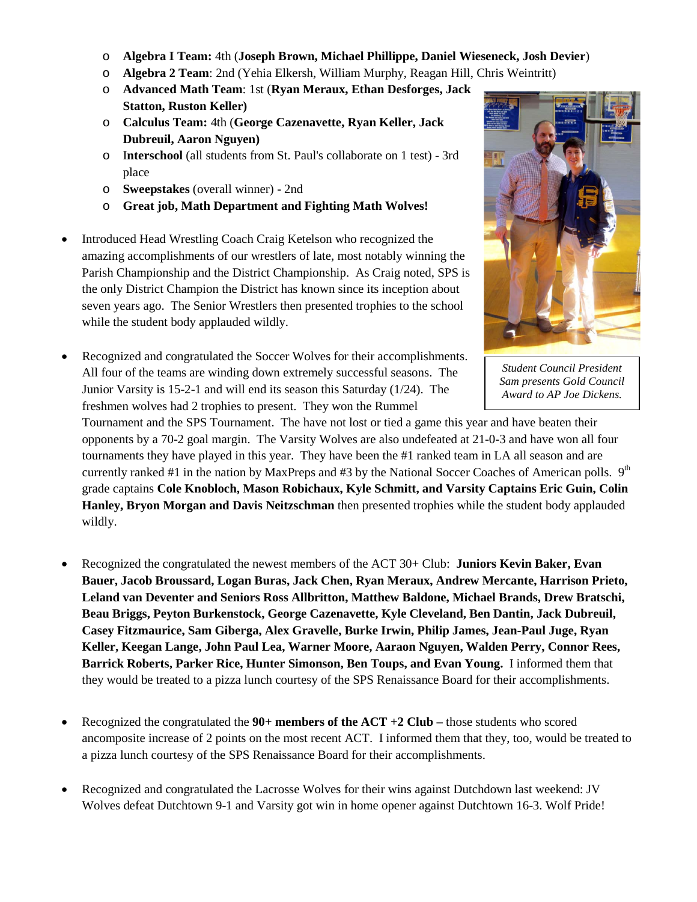- **Algebra I Team:** 4th (**Joseph Brown, Michael Phillippe, Daniel Wieseneck, Josh Devier**)
  - **Algebra 2 Team**: 2nd (Yehia Elkersh, William Murphy, Reagan Hill, Chris Weintritt)
  - **Advanced Math Team**: 1st (**Ryan Meraux, Ethan Desforges, Jack Statton, Ruston Keller)**
  - **Calculus Team:** 4th (**George Cazenavette, Ryan Keller, Jack Dubreuil, Aaron Nguyen)**
  - **Interschool** (all students from St. Paul's collaborate on 1 test) - 3rd place
  - **Sweepstakes** (overall winner) - 2nd
  - **Great job, Math Department and Fighting Math Wolves!**

*Student Council President Sam presents Gold Council Award to AP Joe Dickens.*

- Introduced Head Wrestling Coach Craig Ketelson who recognized the amazing accomplishments of our wrestlers of late, most notably winning the Parish Championship and the District Championship. As Craig noted, SPS is the only District Champion the District has known since its inception about seven years ago. The Senior Wrestlers then presented trophies to the school while the student body applauded wildly.

- Recognized and congratulated the Soccer Wolves for their accomplishments. All four of the teams are winding down extremely successful seasons. The Junior Varsity is 15-2-1 and will end its season this Saturday (1/24). The freshmen wolves had 2 trophies to present. They won the Rummel Tournament and the SPS Tournament. The have not lost or tied a game this year and have beaten their opponents by a 70-2 goal margin. The Varsity Wolves are also undefeated at 21-0-3 and have won all four tournaments they have played in this year. They have been the #1 ranked team in LA all season and are currently ranked #1 in the nation by MaxPreps and #3 by the National Soccer Coaches of American polls. 9th grade captains **Cole Knobloch, Mason Robichaux, Kyle Schmitt, and Varsity Captains Eric Guin, Colin Hanley, Bryon Morgan and Davis Neitzschman** then presented trophies while the student body applauded wildly.

- Recognized the congratulated the newest members of the ACT 30+ Club: **Juniors Kevin Baker, Evan Bauer, Jacob Broussard, Logan Buras, Jack Chen, Ryan Meraux, Andrew Mercante, Harrison Prieto, Leland van Deventer and Seniors Ross Allbritton, Matthew Baldone, Michael Brands, Drew Bratschi, Beau Briggs, Peyton Burkenstock, George Cazenavette, Kyle Cleveland, Ben Dantin, Jack Dubreuil, Casey Fitzmaurice, Sam Giberga, Alex Gravelle, Burke Irwin, Philip James, Jean-Paul Juge, Ryan Keller, Keegan Lange, John Paul Lea, Warner Moore, Aaraon Nguyen, Walden Perry, Connor Rees, Barrick Roberts, Parker Rice, Hunter Simonson, Ben Toups, and Evan Young.** I informed them that they would be treated to a pizza lunch courtesy of the SPS Renaissance Board for their accomplishments.

- Recognized the congratulated the **90+ members of the ACT +2 Club –** those students who scored ancomposite increase of 2 points on the most recent ACT. I informed them that they, too, would be treated to a pizza lunch courtesy of the SPS Renaissance Board for their accomplishments.

- Recognized and congratulated the Lacrosse Wolves for their wins against Dutchdown last weekend: JV Wolves defeat Dutchtown 9-1 and Varsity got win in home opener against Dutchtown 16-3. Wolf Pride!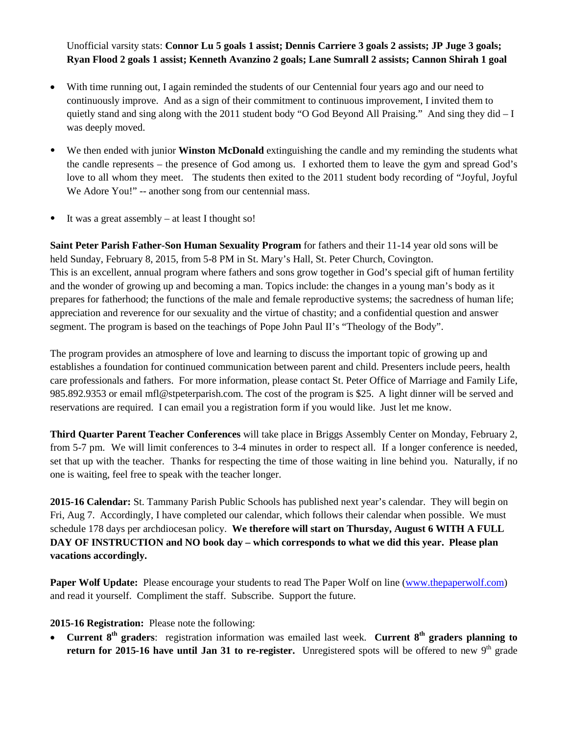Unofficial varsity stats: **Connor Lu 5 goals 1 assist; Dennis Carriere 3 goals 2 assists; JP Juge 3 goals; Ryan Flood 2 goals 1 assist; Kenneth Avanzino 2 goals; Lane Sumrall 2 assists; Cannon Shirah 1 goal**

- With time running out, I again reminded the students of our Centennial four years ago and our need to continuously improve. And as a sign of their commitment to continuous improvement, I invited them to quietly stand and sing along with the 2011 student body "O God Beyond All Praising." And sing they did – I was deeply moved.
- We then ended with junior **Winston McDonald** extinguishing the candle and my reminding the students what the candle represents – the presence of God among us. I exhorted them to leave the gym and spread God's love to all whom they meet. The students then exited to the 2011 student body recording of "Joyful, Joyful We Adore You!" -- another song from our centennial mass.
- It was a great assembly – at least I thought so!

**Saint Peter Parish Father-Son Human Sexuality Program** for fathers and their 11-14 year old sons will be held Sunday, February 8, 2015, from 5-8 PM in St. Mary's Hall, St. Peter Church, Covington.
This is an excellent, annual program where fathers and sons grow together in God's special gift of human fertility and the wonder of growing up and becoming a man. Topics include: the changes in a young man's body as it prepares for fatherhood; the functions of the male and female reproductive systems; the sacredness of human life; appreciation and reverence for our sexuality and the virtue of chastity; and a confidential question and answer segment. The program is based on the teachings of Pope John Paul II's "Theology of the Body".

The program provides an atmosphere of love and learning to discuss the important topic of growing up and establishes a foundation for continued communication between parent and child. Presenters include peers, health care professionals and fathers. For more information, please contact St. Peter Office of Marriage and Family Life, 985.892.9353 or email mfl@stpeterparish.com. The cost of the program is $25. A light dinner will be served and reservations are required. I can email you a registration form if you would like. Just let me know.

**Third Quarter Parent Teacher Conferences** will take place in Briggs Assembly Center on Monday, February 2, from 5-7 pm. We will limit conferences to 3-4 minutes in order to respect all. If a longer conference is needed, set that up with the teacher. Thanks for respecting the time of those waiting in line behind you. Naturally, if no one is waiting, feel free to speak with the teacher longer.

**2015-16 Calendar:** St. Tammany Parish Public Schools has published next year's calendar. They will begin on Fri, Aug 7. Accordingly, I have completed our calendar, which follows their calendar when possible. We must schedule 178 days per archdiocesan policy. **We therefore will start on Thursday, August 6 WITH A FULL DAY OF INSTRUCTION and NO book day – which corresponds to what we did this year. Please plan vacations accordingly.**

**Paper Wolf Update:** Please encourage your students to read The Paper Wolf on line (www.thepaperwolf.com) and read it yourself. Compliment the staff. Subscribe. Support the future.

**2015-16 Registration:** Please note the following:

- **Current 8th graders**: registration information was emailed last week. **Current 8th graders planning to return for 2015-16 have until Jan 31 to re-register.** Unregistered spots will be offered to new 9th grade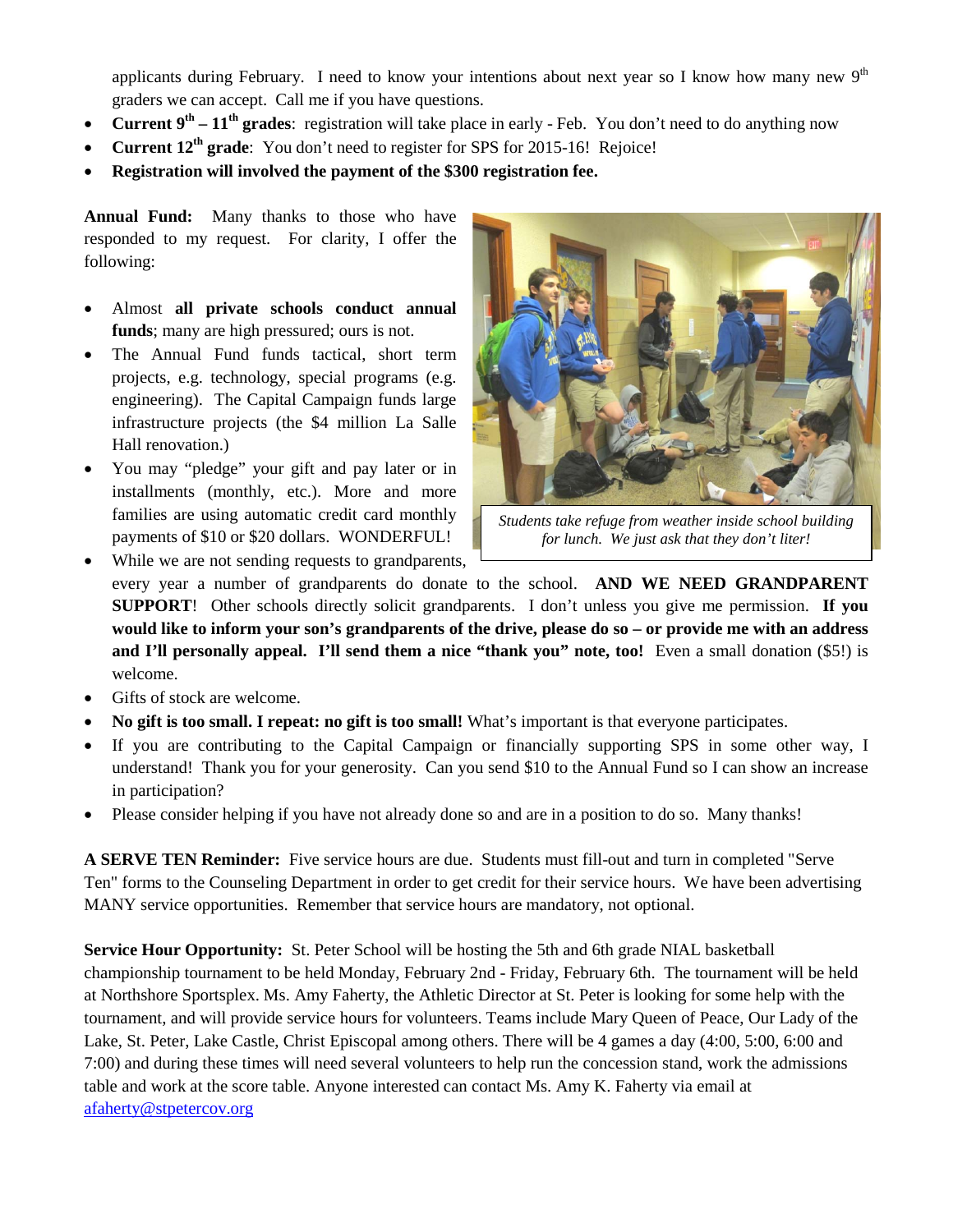applicants during February. I need to know your intentions about next year so I know how many new 9th graders we can accept. Call me if you have questions.

- **Current 9th – 11th grades**: registration will take place in early - Feb. You don't need to do anything now
- **Current 12th grade**: You don't need to register for SPS for 2015-16! Rejoice!
- **Registration will involved the payment of the $300 registration fee.**

**Annual Fund:** Many thanks to those who have responded to my request. For clarity, I offer the following:

- Almost **all private schools conduct annual funds**; many are high pressured; ours is not.
- The Annual Fund funds tactical, short term projects, e.g. technology, special programs (e.g. engineering). The Capital Campaign funds large infrastructure projects (the $4 million La Salle Hall renovation.)
- You may "pledge" your gift and pay later or in installments (monthly, etc.). More and more families are using automatic credit card monthly payments of $10 or $20 dollars. WONDERFUL!
- While we are not sending requests to grandparents, every year a number of grandparents do donate to the school. **AND WE NEED GRANDPARENT SUPPORT**! Other schools directly solicit grandparents. I don't unless you give me permission. **If you would like to inform your son's grandparents of the drive, please do so – or provide me with an address and I'll personally appeal. I'll send them a nice "thank you" note, too!** Even a small donation ($5!) is welcome.
- Gifts of stock are welcome.
- **No gift is too small. I repeat: no gift is too small!** What's important is that everyone participates.
- If you are contributing to the Capital Campaign or financially supporting SPS in some other way, I understand! Thank you for your generosity. Can you send $10 to the Annual Fund so I can show an increase in participation?
- Please consider helping if you have not already done so and are in a position to do so. Many thanks!

*Students take refuge from weather inside school building for lunch. We just ask that they don't liter!*

**A SERVE TEN Reminder:** Five service hours are due. Students must fill-out and turn in completed "Serve Ten" forms to the Counseling Department in order to get credit for their service hours. We have been advertising MANY service opportunities. Remember that service hours are mandatory, not optional.

**Service Hour Opportunity:** St. Peter School will be hosting the 5th and 6th grade NIAL basketball championship tournament to be held Monday, February 2nd - Friday, February 6th. The tournament will be held at Northshore Sportsplex. Ms. Amy Faherty, the Athletic Director at St. Peter is looking for some help with the tournament, and will provide service hours for volunteers. Teams include Mary Queen of Peace, Our Lady of the Lake, St. Peter, Lake Castle, Christ Episcopal among others. There will be 4 games a day (4:00, 5:00, 6:00 and 7:00) and during these times will need several volunteers to help run the concession stand, work the admissions table and work at the score table. Anyone interested can contact Ms. Amy K. Faherty via email at afaherty@stpetercov.org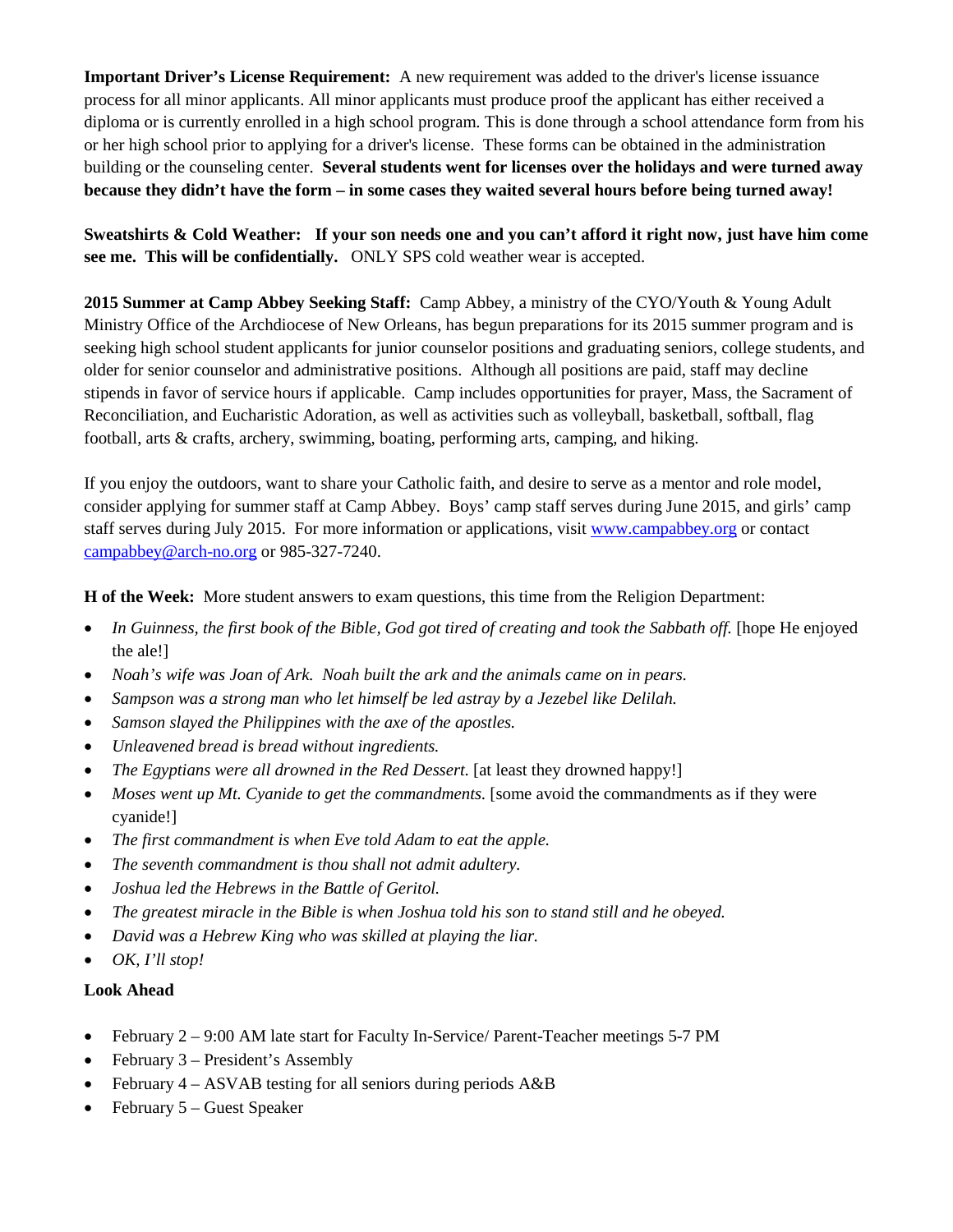**Important Driver's License Requirement:** A new requirement was added to the driver's license issuance process for all minor applicants. All minor applicants must produce proof the applicant has either received a diploma or is currently enrolled in a high school program. This is done through a school attendance form from his or her high school prior to applying for a driver's license. These forms can be obtained in the administration building or the counseling center. **Several students went for licenses over the holidays and were turned away because they didn't have the form – in some cases they waited several hours before being turned away!**

**Sweatshirts & Cold Weather: If your son needs one and you can't afford it right now, just have him come see me. This will be confidentially.** ONLY SPS cold weather wear is accepted.

**2015 Summer at Camp Abbey Seeking Staff:** Camp Abbey, a ministry of the CYO/Youth & Young Adult Ministry Office of the Archdiocese of New Orleans, has begun preparations for its 2015 summer program and is seeking high school student applicants for junior counselor positions and graduating seniors, college students, and older for senior counselor and administrative positions. Although all positions are paid, staff may decline stipends in favor of service hours if applicable. Camp includes opportunities for prayer, Mass, the Sacrament of Reconciliation, and Eucharistic Adoration, as well as activities such as volleyball, basketball, softball, flag football, arts & crafts, archery, swimming, boating, performing arts, camping, and hiking.

If you enjoy the outdoors, want to share your Catholic faith, and desire to serve as a mentor and role model, consider applying for summer staff at Camp Abbey. Boys' camp staff serves during June 2015, and girls' camp staff serves during July 2015. For more information or applications, visit www.campabbey.org or contact campabbey@arch-no.org or 985-327-7240.

**H of the Week:** More student answers to exam questions, this time from the Religion Department:

- *In Guinness, the first book of the Bible, God got tired of creating and took the Sabbath off.* [hope He enjoyed the ale!]
- *Noah's wife was Joan of Ark. Noah built the ark and the animals came on in pears.*
- *Sampson was a strong man who let himself be led astray by a Jezebel like Delilah.*
- *Samson slayed the Philippines with the axe of the apostles.*
- *Unleavened bread is bread without ingredients.*
- *The Egyptians were all drowned in the Red Dessert.* [at least they drowned happy!]
- *Moses went up Mt. Cyanide to get the commandments.* [some avoid the commandments as if they were cyanide!]
- *The first commandment is when Eve told Adam to eat the apple.*
- *The seventh commandment is thou shall not admit adultery.*
- *Joshua led the Hebrews in the Battle of Geritol.*
- *The greatest miracle in the Bible is when Joshua told his son to stand still and he obeyed.*
- *David was a Hebrew King who was skilled at playing the liar.*
- *OK, I'll stop!*

**Look Ahead**

- February 2 – 9:00 AM late start for Faculty In-Service/ Parent-Teacher meetings 5-7 PM
- February 3 – President's Assembly
- February 4 – ASVAB testing for all seniors during periods A&B
- February 5 – Guest Speaker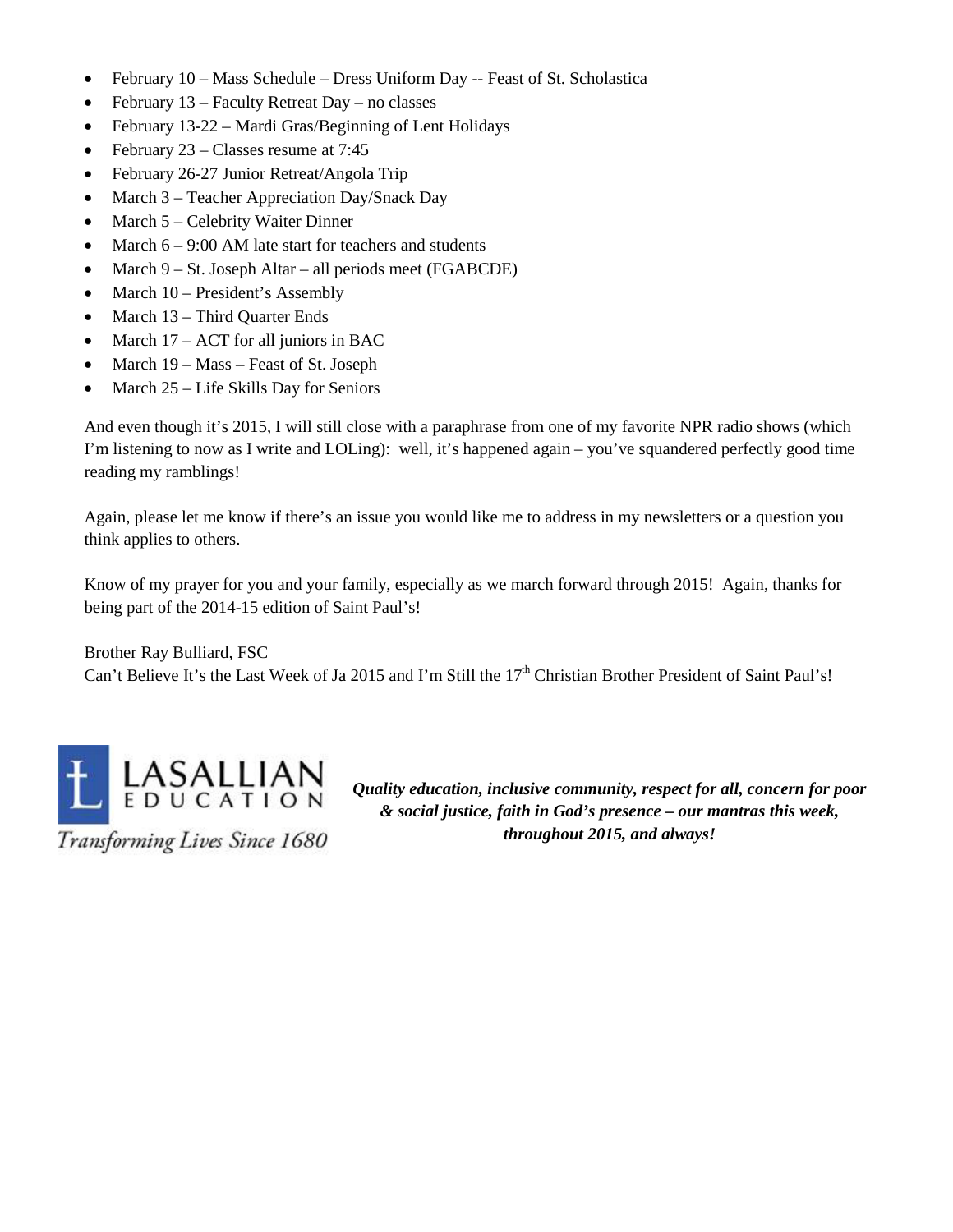- February 10 – Mass Schedule – Dress Uniform Day -- Feast of St. Scholastica
- February 13 – Faculty Retreat Day – no classes
- February 13-22 – Mardi Gras/Beginning of Lent Holidays
- February 23 – Classes resume at 7:45
- February 26-27 Junior Retreat/Angola Trip
- March 3 – Teacher Appreciation Day/Snack Day
- March 5 – Celebrity Waiter Dinner
- March 6 – 9:00 AM late start for teachers and students
- March 9 – St. Joseph Altar – all periods meet (FGABCDE)
- March 10 – President's Assembly
- March 13 – Third Quarter Ends
- March 17 – ACT for all juniors in BAC
- March 19 – Mass – Feast of St. Joseph
- March 25 – Life Skills Day for Seniors

And even though it's 2015, I will still close with a paraphrase from one of my favorite NPR radio shows (which I'm listening to now as I write and LOLing): well, it's happened again – you've squandered perfectly good time reading my ramblings!

Again, please let me know if there's an issue you would like me to address in my newsletters or a question you think applies to others.

Know of my prayer for you and your family, especially as we march forward through 2015! Again, thanks for being part of the 2014-15 edition of Saint Paul's!

Brother Ray Bulliard, FSC
Can't Believe It's the Last Week of Ja 2015 and I'm Still the 17th Christian Brother President of Saint Paul's!

LASALLIAN EDUCATION
*Transforming Lives Since 1680*

***Quality education, inclusive community, respect for all, concern for poor & social justice, faith in God's presence – our mantras this week, throughout 2015, and always!***